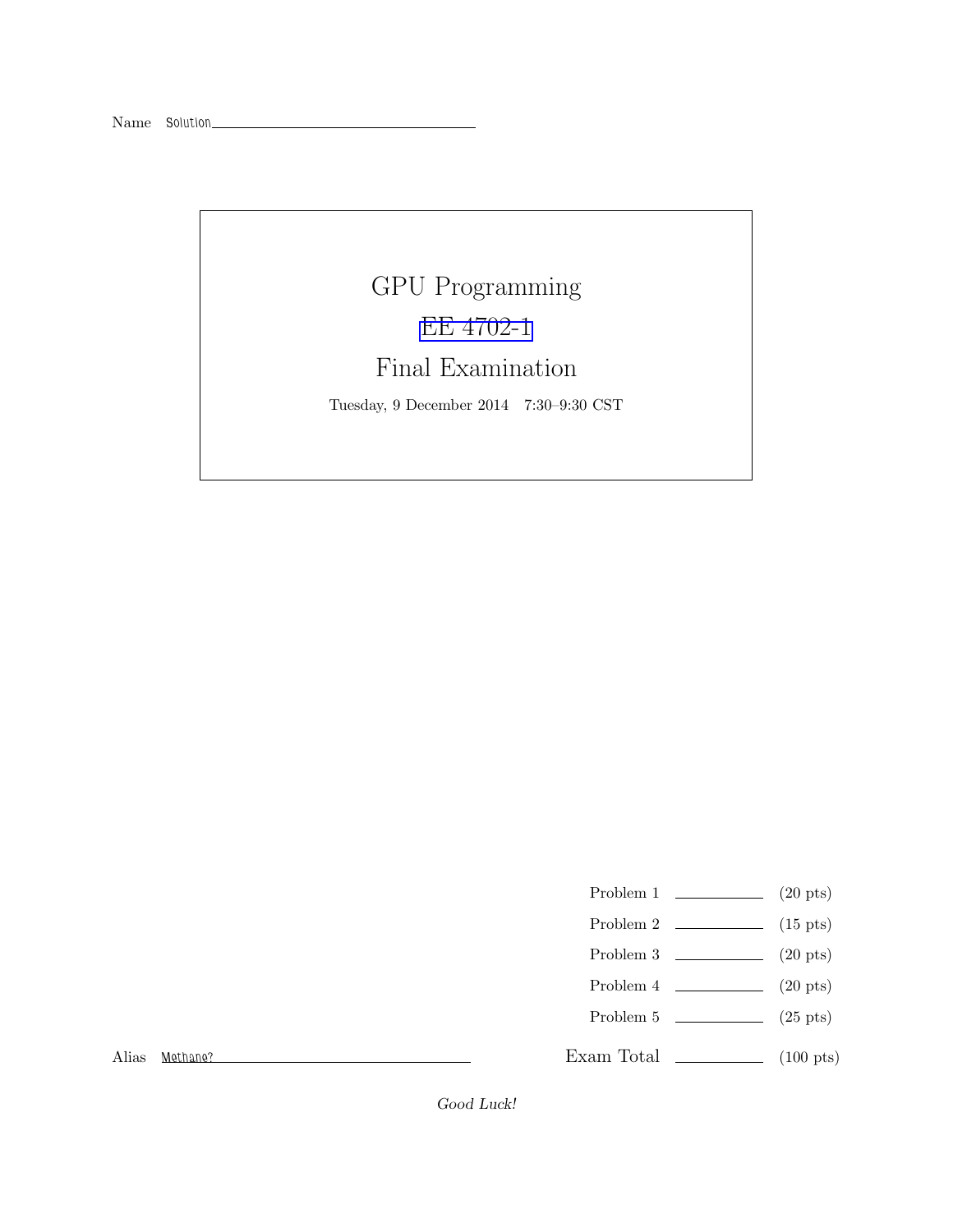Name Solution

# GPU Programming

## EE 4702-1

## Final Examination

Tuesday, 9 December 2014 7:30–9:30 CST

| | | |
|---|---|---|
| Problem 1 | | (20 pts) |
| Problem 2 | | (15 pts) |
| Problem 3 | | (20 pts) |
| Problem 4 | | (20 pts) |
| Problem 5 | | (25 pts) |
| Exam Total | | (100 pts) |

Alias Methane?

*Good Luck!*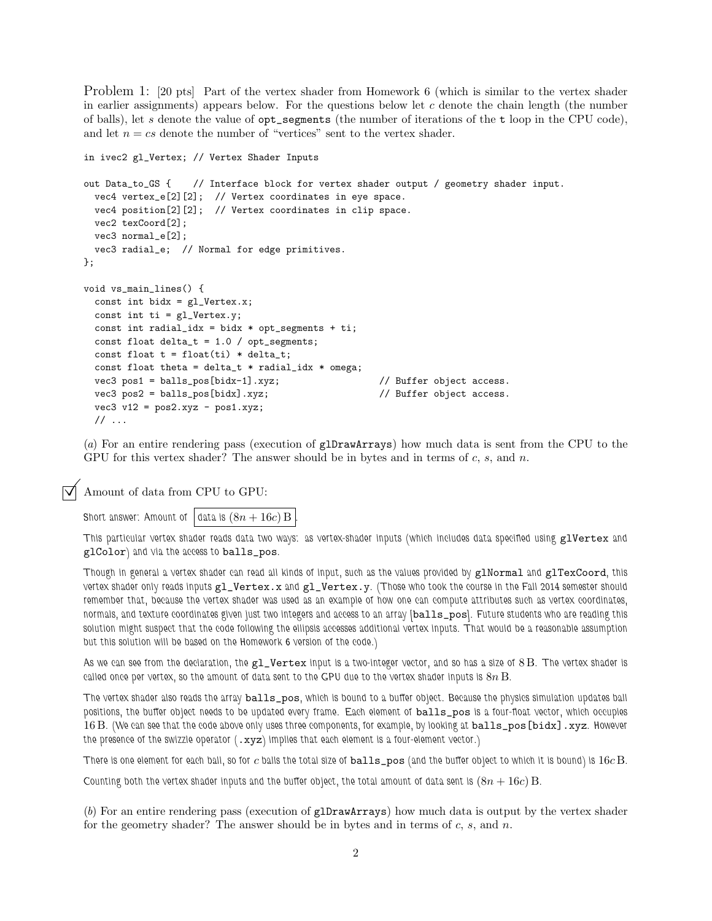Problem 1: [20 pts] Part of the vertex shader from Homework 6 (which is similar to the vertex shader in earlier assignments) appears below. For the questions below let $c$ denote the chain length (the number of balls), let $s$ denote the value of opt_segments (the number of iterations of the t loop in the CPU code), and let $n = cs$ denote the number of "vertices" sent to the vertex shader.

```
in ivec2 gl_Vertex; // Vertex Shader Inputs

out Data_to_GS {    // Interface block for vertex shader output / geometry shader input.
  vec4 vertex_e[2][2];  // Vertex coordinates in eye space.
  vec4 position[2][2];  // Vertex coordinates in clip space.
  vec2 texCoord[2];
  vec3 normal_e[2];
  vec3 radial_e;  // Normal for edge primitives.
};

void vs_main_lines() {
  const int bidx = gl_Vertex.x;
  const int ti = gl_Vertex.y;
  const int radial_idx = bidx * opt_segments + ti;
  const float delta_t = 1.0 / opt_segments;
  const float t = float(ti) * delta_t;
  const float theta = delta_t * radial_idx * omega;
  vec3 pos1 = balls_pos[bidx-1].xyz;                 // Buffer object access.
  vec3 pos2 = balls_pos[bidx].xyz;                   // Buffer object access.
  vec3 v12 = pos2.xyz - pos1.xyz;
  // ...
```

(*a*) For an entire rendering pass (execution of glDrawArrays) how much data is sent from the CPU to the GPU for this vertex shader? The answer should be in bytes and in terms of $c$, $s$, and $n$.

☑ Amount of data from CPU to GPU:

Short answer: Amount of data is $(8n + 16c)$ B.

This particular vertex shader reads data two ways: as vertex-shader inputs (which includes data specified using glVertex and glColor) and via the access to balls_pos.

Though in general a vertex shader can read all kinds of input, such as the values provided by glNormal and glTexCoord, this vertex shader only reads inputs gl_Vertex.x and gl_Vertex.y. (Those who took the course in the Fall 2014 semester should remember that, because the vertex shader was used as an example of how one can compute attributes such as vertex coordinates, normals, and texture coordinates given just two integers and access to an array [balls_pos]. Future students who are reading this solution might suspect that the code following the ellipsis accesses additional vertex inputs. That would be a reasonable assumption but this solution will be based on the Homework 6 version of the code.)

As we can see from the declaration, the gl_Vertex input is a two-integer vector, and so has a size of 8 B. The vertex shader is called once per vertex, so the amount of data sent to the GPU due to the vertex shader inputs is $8n$ B.

The vertex shader also reads the array balls_pos, which is bound to a buffer object. Because the physics simulation updates ball positions, the buffer object needs to be updated every frame. Each element of balls_pos is a four-float vector, which occupies 16 B. (We can see that the code above only uses three components, for example, by looking at balls_pos[bidx].xyz. However the presence of the swizzle operator (.xyz) implies that each element is a four-element vector.)

There is one element for each ball, so for $c$ balls the total size of balls_pos (and the buffer object to which it is bound) is $16c$ B.

Counting both the vertex shader inputs and the buffer object, the total amount of data sent is $(8n + 16c)$ B.

(*b*) For an entire rendering pass (execution of glDrawArrays) how much data is output by the vertex shader for the geometry shader? The answer should be in bytes and in terms of $c$, $s$, and $n$.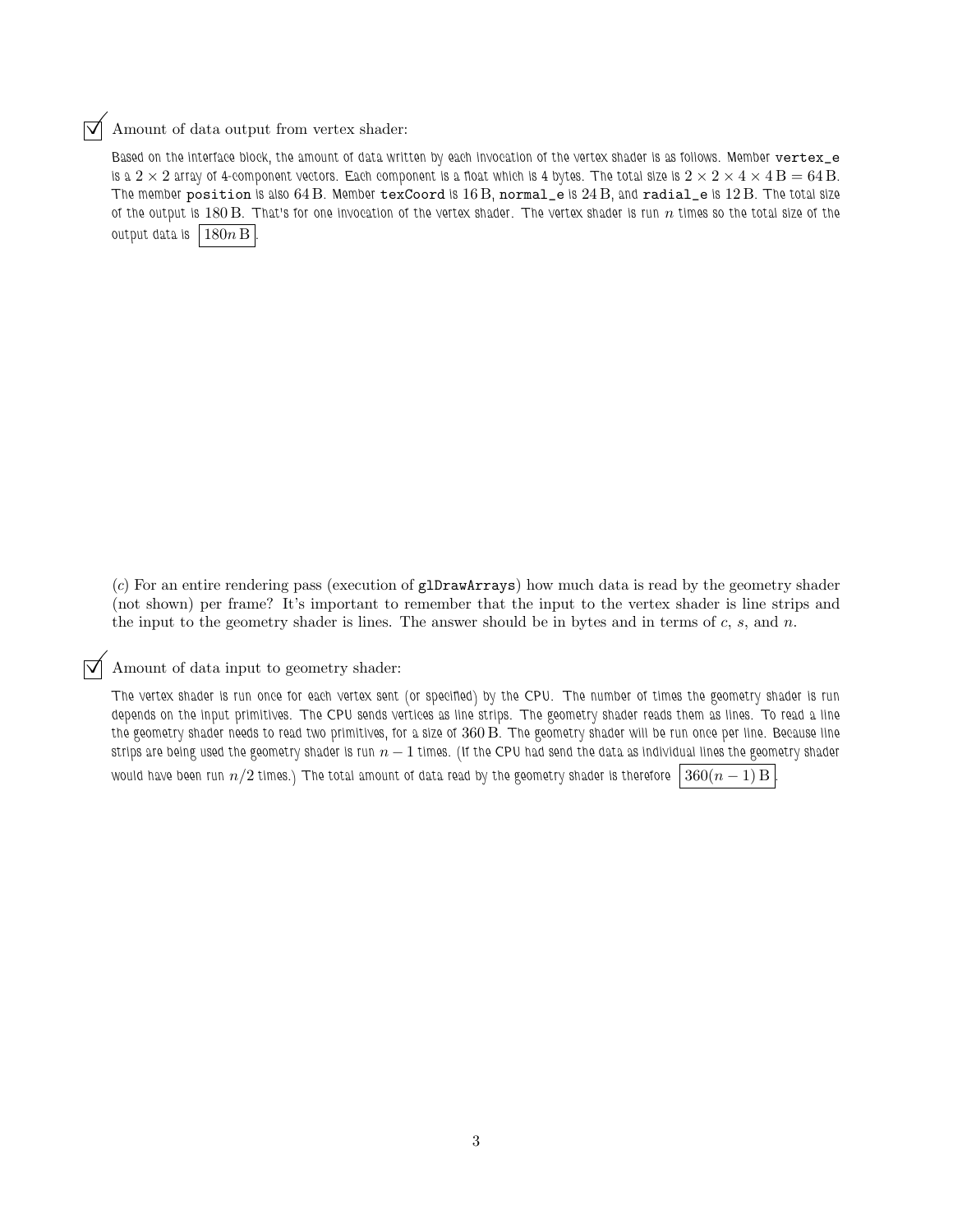☑ Amount of data output from vertex shader:

Based on the interface block, the amount of data written by each invocation of the vertex shader is as follows. Member `vertex_e` is a $2 \times 2$ array of 4-component vectors. Each component is a float which is 4 bytes. The total size is $2 \times 2 \times 4 \times 4\,\text{B} = 64\,\text{B}$. The member `position` is also $64\,\text{B}$. Member `texCoord` is $16\,\text{B}$, `normal_e` is $24\,\text{B}$, and `radial_e` is $12\,\text{B}$. The total size of the output is $180\,\text{B}$. That's for one invocation of the vertex shader. The vertex shader is run $n$ times so the total size of the output data is $\boxed{180n\,\text{B}}$.

(*c*) For an entire rendering pass (execution of `glDrawArrays`) how much data is read by the geometry shader (not shown) per frame? It's important to remember that the input to the vertex shader is line strips and the input to the geometry shader is lines. The answer should be in bytes and in terms of $c$, $s$, and $n$.

☑ Amount of data input to geometry shader:

The vertex shader is run once for each vertex sent (or specified) by the CPU. The number of times the geometry shader is run depends on the input primitives. The CPU sends vertices as line strips. The geometry shader reads them as lines. To read a line the geometry shader needs to read two primitives, for a size of $360\,\text{B}$. The geometry shader will be run once per line. Because line strips are being used the geometry shader is run $n-1$ times. (If the CPU had send the data as individual lines the geometry shader would have been run $n/2$ times.) The total amount of data read by the geometry shader is therefore $\boxed{360(n-1)\,\text{B}}$.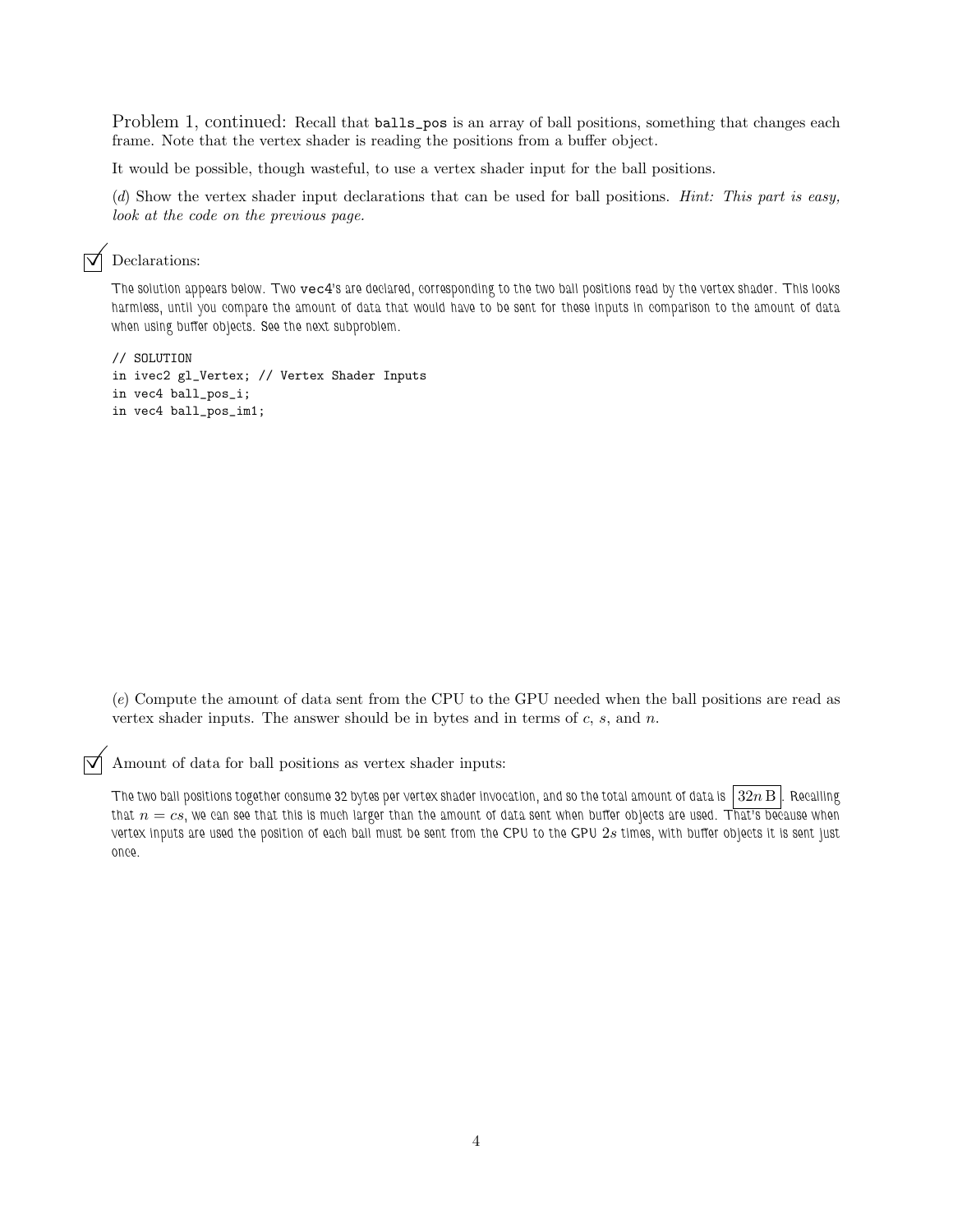Problem 1, continued: Recall that `balls_pos` is an array of ball positions, something that changes each frame. Note that the vertex shader is reading the positions from a buffer object.

It would be possible, though wasteful, to use a vertex shader input for the ball positions.

(*d*) Show the vertex shader input declarations that can be used for ball positions. *Hint: This part is easy, look at the code on the previous page.*

☑ Declarations:

The solution appears below. Two `vec4`'s are declared, corresponding to the two ball positions read by the vertex shader. This looks harmless, until you compare the amount of data that would have to be sent for these inputs in comparison to the amount of data when using buffer objects. See the next subproblem.

```
// SOLUTION
in ivec2 gl_Vertex; // Vertex Shader Inputs
in vec4 ball_pos_i;
in vec4 ball_pos_im1;
```

(*e*) Compute the amount of data sent from the CPU to the GPU needed when the ball positions are read as vertex shader inputs. The answer should be in bytes and in terms of $c$, $s$, and $n$.

☑ Amount of data for ball positions as vertex shader inputs:

The two ball positions together consume 32 bytes per vertex shader invocation, and so the total amount of data is $\boxed{32n\,\mathrm{B}}$. Recalling that $n = cs$, we can see that this is much larger than the amount of data sent when buffer objects are used. That's because when vertex inputs are used the position of each ball must be sent from the CPU to the GPU $2s$ times, with buffer objects it is sent just once.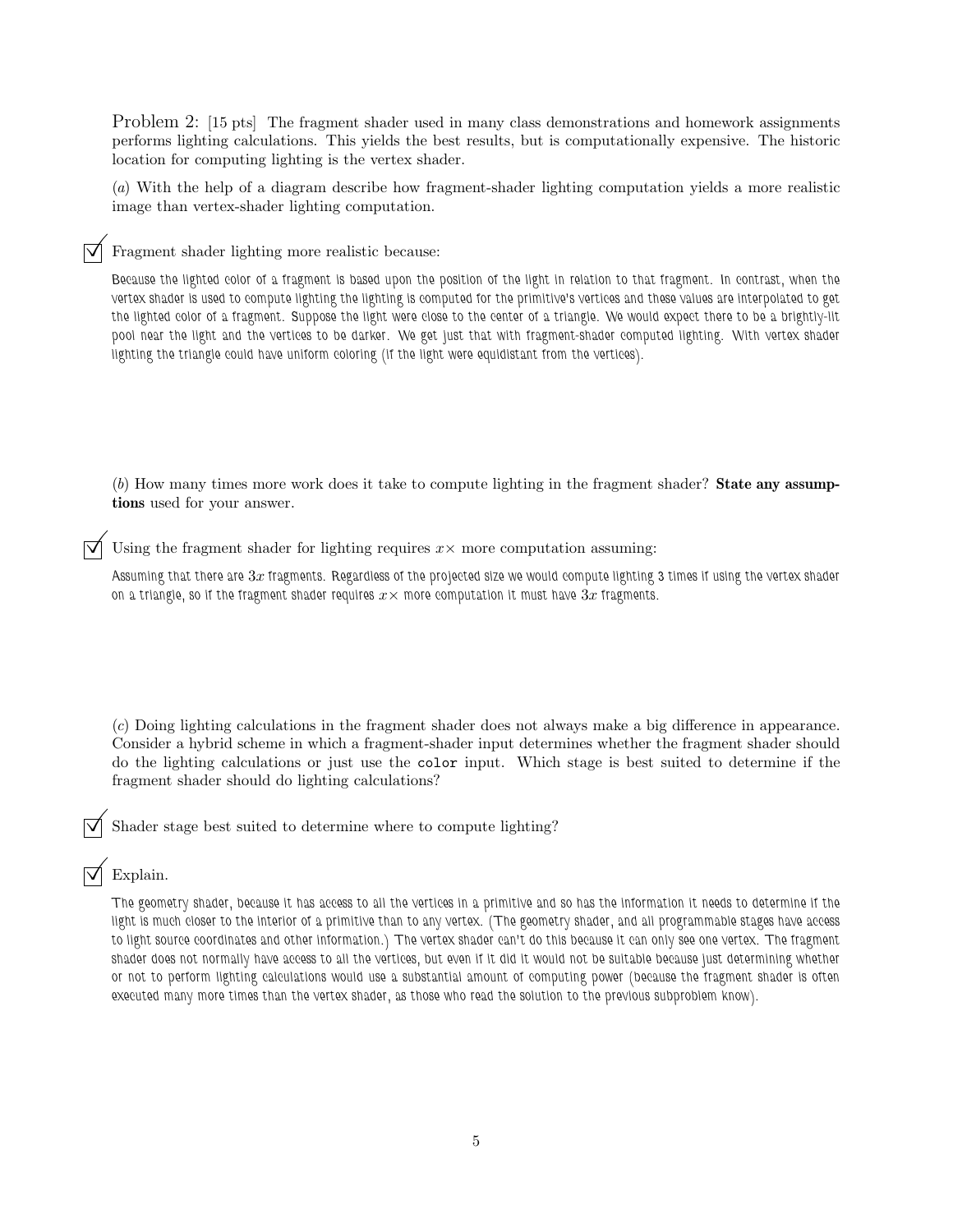Problem 2: [15 pts] The fragment shader used in many class demonstrations and homework assignments performs lighting calculations. This yields the best results, but is computationally expensive. The historic location for computing lighting is the vertex shader.

(*a*) With the help of a diagram describe how fragment-shader lighting computation yields a more realistic image than vertex-shader lighting computation.

☑ Fragment shader lighting more realistic because:

Because the lighted color of a fragment is based upon the position of the light in relation to that fragment. In contrast, when the vertex shader is used to compute lighting the lighting is computed for the primitive's vertices and these values are interpolated to get the lighted color of a fragment. Suppose the light were close to the center of a triangle. We would expect there to be a brightly-lit pool near the light and the vertices to be darker. We get just that with fragment-shader computed lighting. With vertex shader lighting the triangle could have uniform coloring (if the light were equidistant from the vertices).

(*b*) How many times more work does it take to compute lighting in the fragment shader? **State any assumptions** used for your answer.

☑ Using the fragment shader for lighting requires $x\times$ more computation assuming:

Assuming that there are $3x$ fragments. Regardless of the projected size we would compute lighting 3 times if using the vertex shader on a triangle, so if the fragment shader requires $x\times$ more computation it must have $3x$ fragments.

(*c*) Doing lighting calculations in the fragment shader does not always make a big difference in appearance. Consider a hybrid scheme in which a fragment-shader input determines whether the fragment shader should do the lighting calculations or just use the `color` input. Which stage is best suited to determine if the fragment shader should do lighting calculations?

☑ Shader stage best suited to determine where to compute lighting?

☑ Explain.

The geometry shader, because it has access to all the vertices in a primitive and so has the information it needs to determine if the light is much closer to the interior of a primitive than to any vertex. (The geometry shader, and all programmable stages have access to light source coordinates and other information.) The vertex shader can't do this because it can only see one vertex. The fragment shader does not normally have access to all the vertices, but even if it did it would not be suitable because just determining whether or not to perform lighting calculations would use a substantial amount of computing power (because the fragment shader is often executed many more times than the vertex shader, as those who read the solution to the previous subproblem know).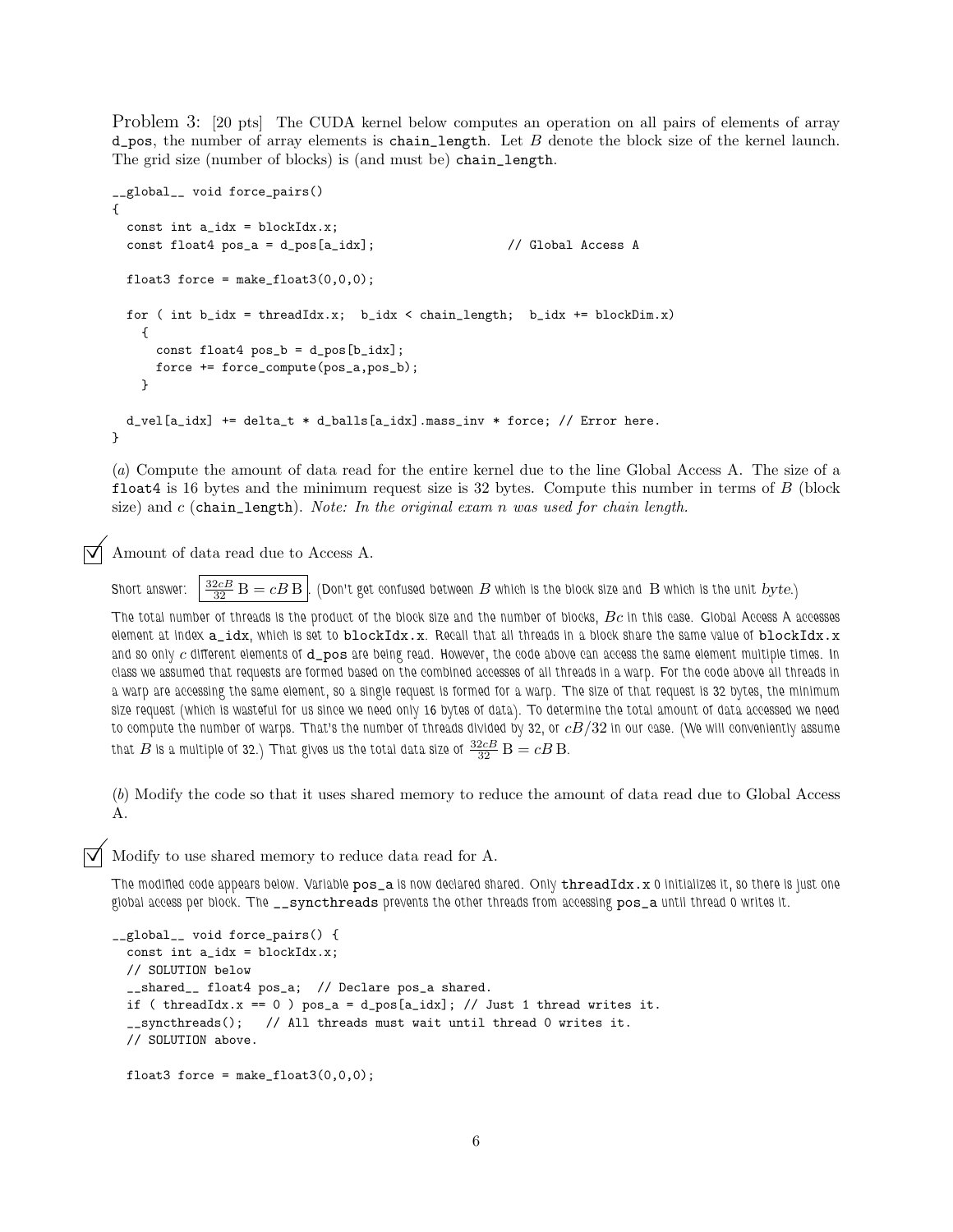Problem 3: [20 pts] The CUDA kernel below computes an operation on all pairs of elements of array `d_pos`, the number of array elements is `chain_length`. Let $B$ denote the block size of the kernel launch. The grid size (number of blocks) is (and must be) `chain_length`.

```
__global__ void force_pairs()
{
  const int a_idx = blockIdx.x;
  const float4 pos_a = d_pos[a_idx];                    // Global Access A

  float3 force = make_float3(0,0,0);

  for ( int b_idx = threadIdx.x;  b_idx < chain_length;  b_idx += blockDim.x)
    {
      const float4 pos_b = d_pos[b_idx];
      force += force_compute(pos_a,pos_b);
    }

  d_vel[a_idx] += delta_t * d_balls[a_idx].mass_inv * force; // Error here.
}
```

(*a*) Compute the amount of data read for the entire kernel due to the line Global Access A. The size of a `float4` is 16 bytes and the minimum request size is 32 bytes. Compute this number in terms of $B$ (block size) and $c$ (`chain_length`). *Note: In the original exam n was used for chain length.*

☑ Amount of data read due to Access A.

Short answer: $\boxed{\frac{32cB}{32}\,\mathrm{B} = cB\,\mathrm{B}}$. (Don't get confused between $B$ which is the block size and $\mathrm{B}$ which is the unit *byte*.)

The total number of threads is the product of the block size and the number of blocks, $Bc$ in this case. Global Access A accesses element at index `a_idx`, which is set to `blockIdx.x`. Recall that all threads in a block share the same value of `blockIdx.x` and so only $c$ different elements of `d_pos` are being read. However, the code above can access the same element multiple times. In class we assumed that requests are formed based on the combined accesses of all threads in a warp. For the code above all threads in a warp are accessing the same element, so a single request is formed for a warp. The size of that request is 32 bytes, the minimum size request (which is wasteful for us since we need only 16 bytes of data). To determine the total amount of data accessed we need to compute the number of warps. That's the number of threads divided by 32, or $cB/32$ in our case. (We will conveniently assume that $B$ is a multiple of 32.) That gives us the total data size of $\frac{32cB}{32}\,\mathrm{B} = cB\,\mathrm{B}$.

(*b*) Modify the code so that it uses shared memory to reduce the amount of data read due to Global Access A.

☑ Modify to use shared memory to reduce data read for A.

The modified code appears below. Variable `pos_a` is now declared shared. Only `threadIdx.x` 0 initializes it, so there is just one global access per block. The `__syncthreads` prevents the other threads from accessing `pos_a` until thread 0 writes it.

```
__global__ void force_pairs() {
  const int a_idx = blockIdx.x;
  // SOLUTION below
  __shared__ float4 pos_a;  // Declare pos_a shared.
  if ( threadIdx.x == 0 ) pos_a = d_pos[a_idx]; // Just 1 thread writes it.
  __syncthreads();   // All threads must wait until thread 0 writes it.
  // SOLUTION above.

  float3 force = make_float3(0,0,0);
```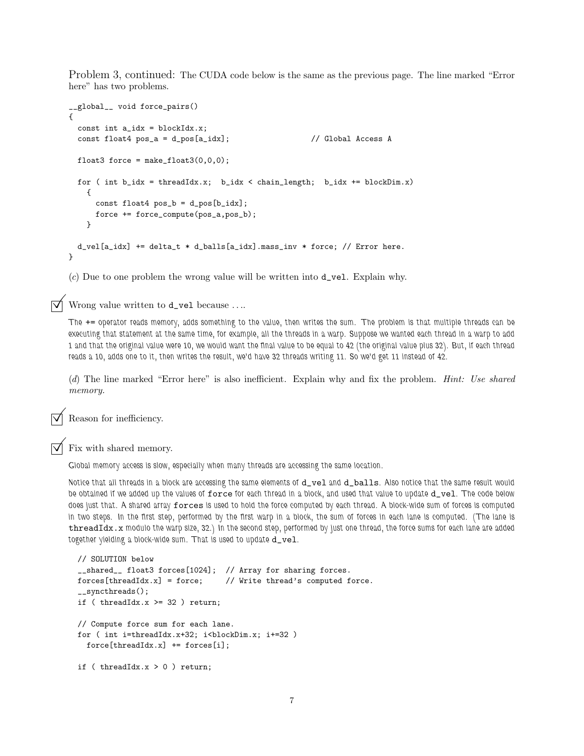Problem 3, continued: The CUDA code below is the same as the previous page. The line marked "Error here" has two problems.

```
__global__ void force_pairs()
{
  const int a_idx = blockIdx.x;
  const float4 pos_a = d_pos[a_idx];                  // Global Access A

  float3 force = make_float3(0,0,0);

  for ( int b_idx = threadIdx.x;  b_idx < chain_length;  b_idx += blockDim.x)
    {
      const float4 pos_b = d_pos[b_idx];
      force += force_compute(pos_a,pos_b);
    }

  d_vel[a_idx] += delta_t * d_balls[a_idx].mass_inv * force; // Error here.
}
```

(*c*) Due to one problem the wrong value will be written into `d_vel`. Explain why.

☑ Wrong value written to `d_vel` because ....

The += operator reads memory, adds something to the value, then writes the sum. The problem is that multiple threads can be executing that statement at the same time, for example, all the threads in a warp. Suppose we wanted each thread in a warp to add 1 and that the original value were 10, we would want the final value to be equal to 42 (the original value plus 32). But, if each thread reads a 10, adds one to it, then writes the result, we'd have 32 threads writing 11. So we'd get 11 instead of 42.

(*d*) The line marked "Error here" is also inefficient. Explain why and fix the problem. *Hint: Use shared memory.*

☑ Reason for inefficiency.

☑ Fix with shared memory.

Global memory access is slow, especially when many threads are accessing the same location.

Notice that all threads in a block are accessing the same elements of `d_vel` and `d_balls`. Also notice that the same result would be obtained if we added up the values of `force` for each thread in a block, and used that value to update `d_vel`. The code below does just that. A shared array `forces` is used to hold the force computed by each thread. A block-wide sum of forces is computed in two steps. In the first step, performed by the first warp in a block, the sum of forces in each lane is computed. (The lane is `threadIdx.x` modulo the warp size, 32.) In the second step, performed by just one thread, the force sums for each lane are added together yielding a block-wide sum. That is used to update `d_vel`.

```
// SOLUTION below
__shared__ float3 forces[1024];  // Array for sharing forces.
forces[threadIdx.x] = force;     // Write thread's computed force.
__syncthreads();
if ( threadIdx.x >= 32 ) return;

// Compute force sum for each lane.
for ( int i=threadIdx.x+32; i<blockDim.x; i+=32 )
  force[threadIdx.x] += forces[i];

if ( threadIdx.x > 0 ) return;
```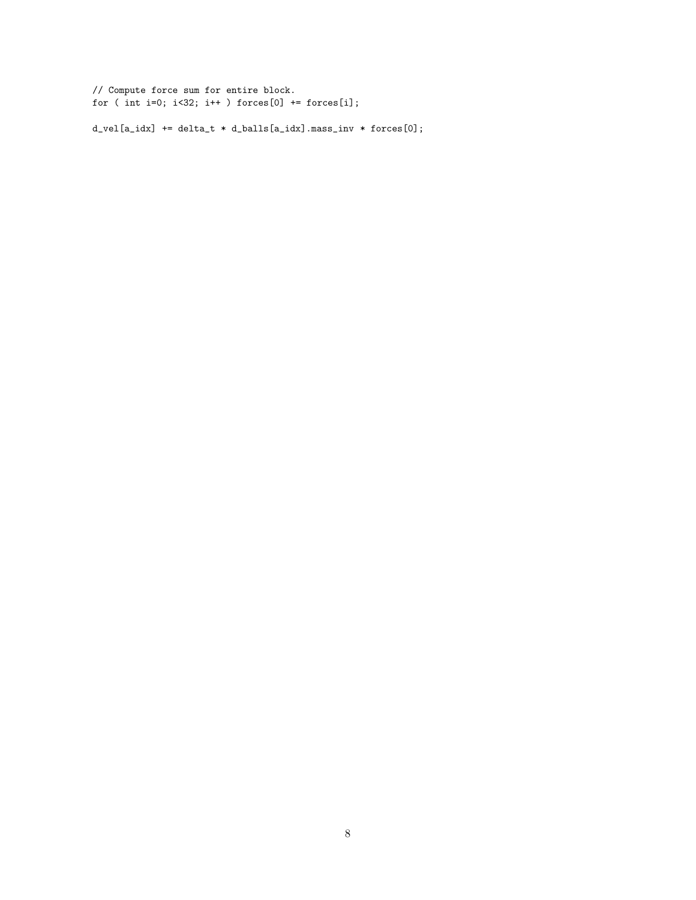```
// Compute force sum for entire block.
for ( int i=0; i<32; i++ ) forces[0] += forces[i];

d_vel[a_idx] += delta_t * d_balls[a_idx].mass_inv * forces[0];
```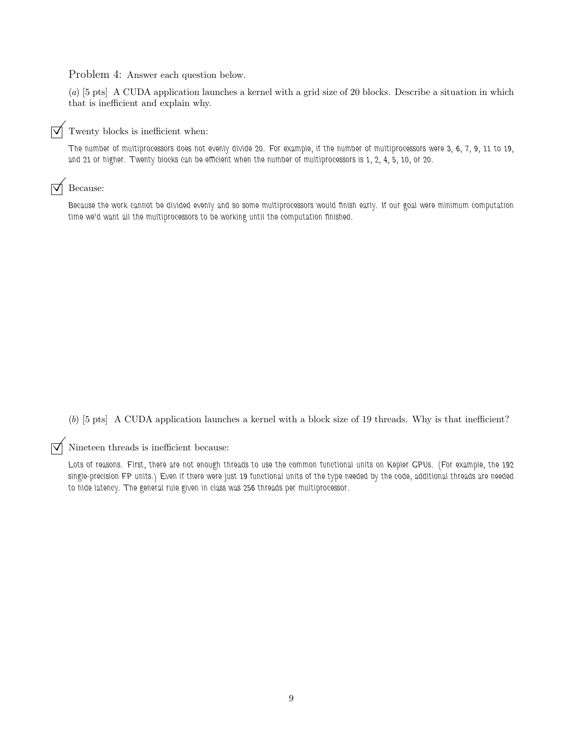Problem 4: Answer each question below.

(*a*) [5 pts] A CUDA application launches a kernel with a grid size of 20 blocks. Describe a situation in which that is inefficient and explain why.

☑ Twenty blocks is inefficient when:

The number of multiprocessors does not evenly divide 20. For example, if the number of multiprocessors were 3, 6, 7, 9, 11 to 19, and 21 or higher. Twenty blocks can be efficient when the number of multiprocessors is 1, 2, 4, 5, 10, or 20.

☑ Because:

Because the work cannot be divided evenly and so some multiprocessors would finish early. If our goal were minimum computation time we'd want all the multiprocessors to be working until the computation finished.

(*b*) [5 pts] A CUDA application launches a kernel with a block size of 19 threads. Why is that inefficient?

☑ Nineteen threads is inefficient because:

Lots of reasons. First, there are not enough threads to use the common functional units on Kepler GPUs. (For example, the 192 single-precision FP units.) Even if there were just 19 functional units of the type needed by the code, additional threads are needed to hide latency. The general rule given in class was 256 threads per multiprocessor.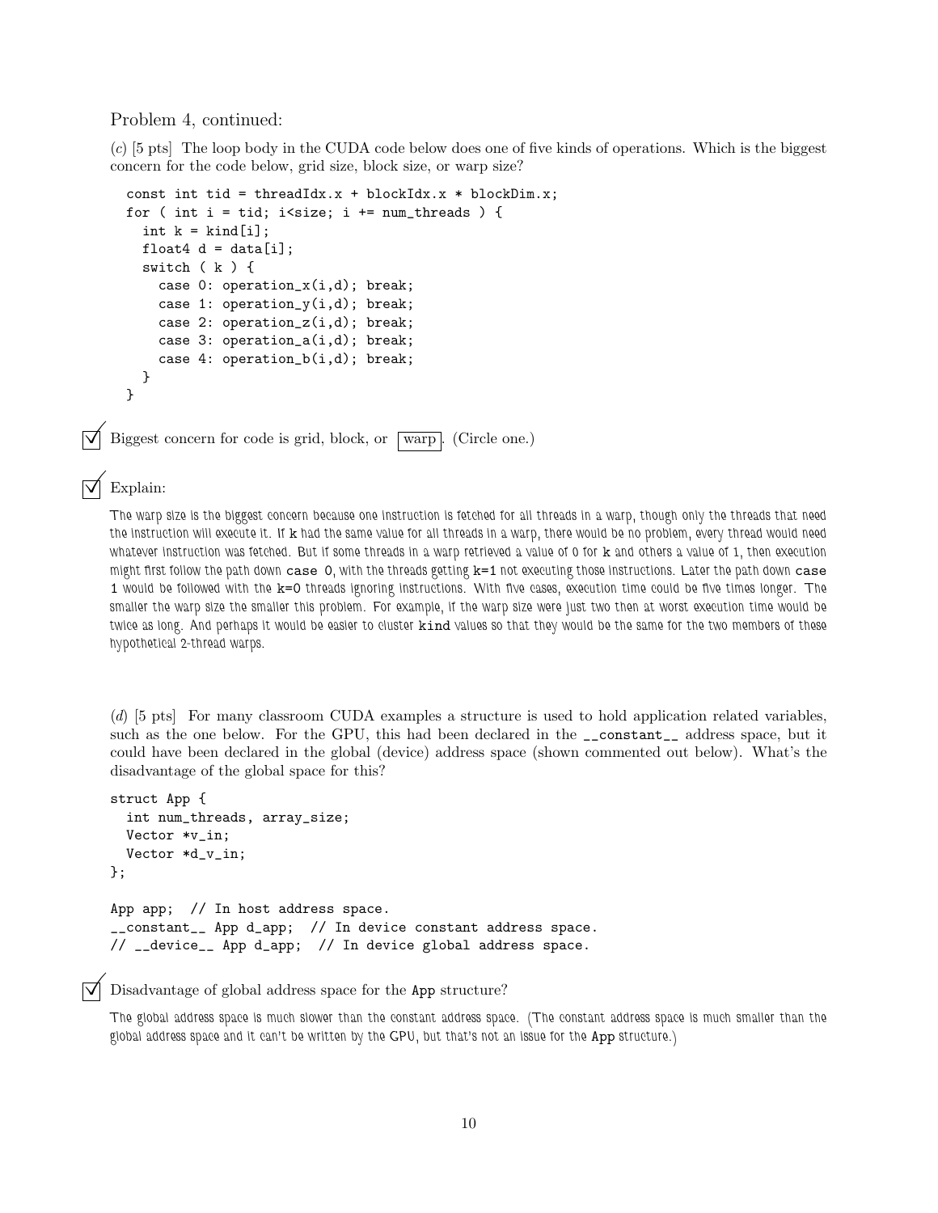Problem 4, continued:

(*c*) [5 pts] The loop body in the CUDA code below does one of five kinds of operations. Which is the biggest concern for the code below, grid size, block size, or warp size?

```
const int tid = threadIdx.x + blockIdx.x * blockDim.x;
for ( int i = tid; i<size; i += num_threads ) {
  int k = kind[i];
  float4 d = data[i];
  switch ( k ) {
    case 0: operation_x(i,d); break;
    case 1: operation_y(i,d); break;
    case 2: operation_z(i,d); break;
    case 3: operation_a(i,d); break;
    case 4: operation_b(i,d); break;
  }
}
```

☑ Biggest concern for code is grid, block, or **warp**. (Circle one.)

☑ Explain:

*The warp size is the biggest concern because one instruction is fetched for all threads in a warp, though only the threads that need the instruction will execute it. If* `k` *had the same value for all threads in a warp, there would be no problem, every thread would need whatever instruction was fetched. But if some threads in a warp retrieved a value of 0 for* `k` *and others a value of 1, then execution might first follow the path down* `case 0`*, with the threads getting* `k=1` *not executing those instructions. Later the path down* `case 1` *would be followed with the* `k=0` *threads ignoring instructions. With five cases, execution time could be five times longer. The smaller the warp size the smaller this problem. For example, if the warp size were just two then at worst execution time would be twice as long. And perhaps it would be easier to cluster* `kind` *values so that they would be the same for the two members of these hypothetical 2-thread warps.*

(*d*) [5 pts] For many classroom CUDA examples a structure is used to hold application related variables, such as the one below. For the GPU, this had been declared in the `__constant__` address space, but it could have been declared in the global (device) address space (shown commented out below). What's the disadvantage of the global space for this?

```
struct App {
  int num_threads, array_size;
  Vector *v_in;
  Vector *d_v_in;
};

App app;  // In host address space.
__constant__ App d_app;  // In device constant address space.
// __device__ App d_app;  // In device global address space.
```

☑ Disadvantage of global address space for the `App` structure?

*The global address space is much slower than the constant address space. (The constant address space is much smaller than the global address space and it can't be written by the GPU, but that's not an issue for the* `App` *structure.)*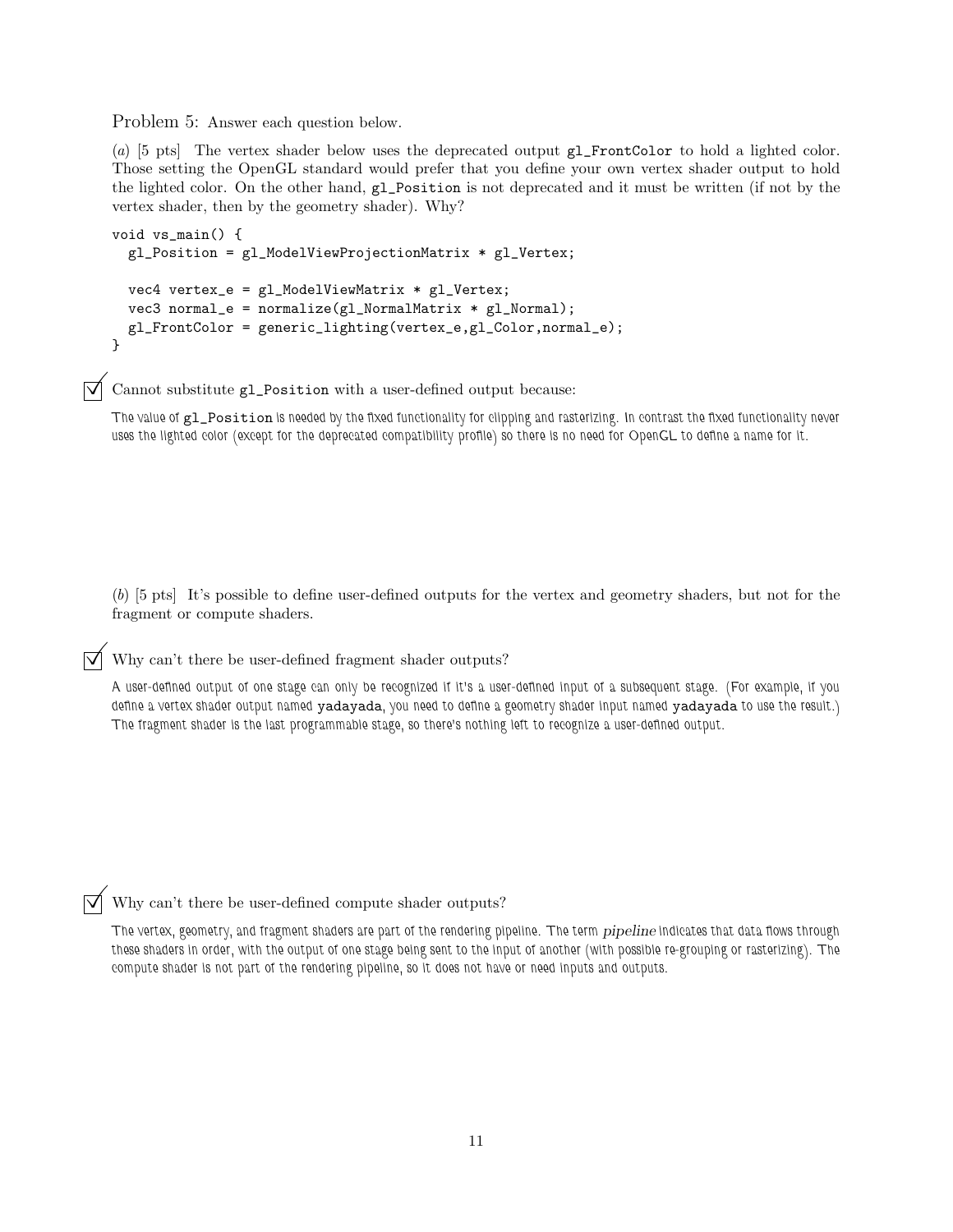Problem 5: Answer each question below.

(*a*) [5 pts] The vertex shader below uses the deprecated output `gl_FrontColor` to hold a lighted color. Those setting the OpenGL standard would prefer that you define your own vertex shader output to hold the lighted color. On the other hand, `gl_Position` is not deprecated and it must be written (if not by the vertex shader, then by the geometry shader). Why?

```
void vs_main() {
  gl_Position = gl_ModelViewProjectionMatrix * gl_Vertex;

  vec4 vertex_e = gl_ModelViewMatrix * gl_Vertex;
  vec3 normal_e = normalize(gl_NormalMatrix * gl_Normal);
  gl_FrontColor = generic_lighting(vertex_e,gl_Color,normal_e);
}
```

☑ Cannot substitute `gl_Position` with a user-defined output because:

The value of `gl_Position` is needed by the fixed functionality for clipping and rasterizing. In contrast the fixed functionality never uses the lighted color (except for the deprecated compatibility profile) so there is no need for OpenGL to define a name for it.

(*b*) [5 pts] It's possible to define user-defined outputs for the vertex and geometry shaders, but not for the fragment or compute shaders.

☑ Why can't there be user-defined fragment shader outputs?

A user-defined output of one stage can only be recognized if it's a user-defined input of a subsequent stage. (For example, if you define a vertex shader output named `yadayada`, you need to define a geometry shader input named `yadayada` to use the result.) The fragment shader is the last programmable stage, so there's nothing left to recognize a user-defined output.

☑ Why can't there be user-defined compute shader outputs?

The vertex, geometry, and fragment shaders are part of the rendering pipeline. The term *pipeline* indicates that data flows through these shaders in order, with the output of one stage being sent to the input of another (with possible re-grouping or rasterizing). The compute shader is not part of the rendering pipeline, so it does not have or need inputs and outputs.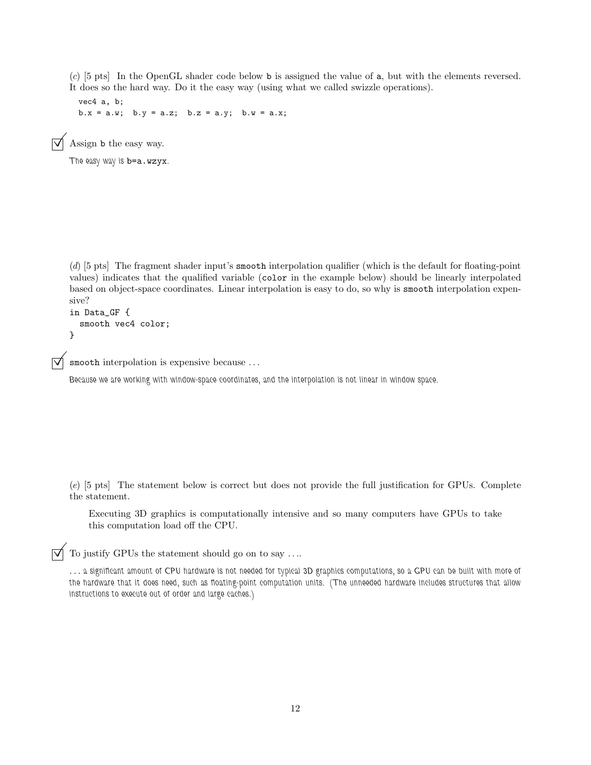(*c*) [5 pts] In the OpenGL shader code below `b` is assigned the value of `a`, but with the elements reversed. It does so the hard way. Do it the easy way (using what we called swizzle operations).

```
vec4 a, b;
b.x = a.w;  b.y = a.z;  b.z = a.y;  b.w = a.x;
```

☑ Assign `b` the easy way.

The easy way is `b=a.wzyx`.

(*d*) [5 pts] The fragment shader input's `smooth` interpolation qualifier (which is the default for floating-point values) indicates that the qualified variable (`color` in the example below) should be linearly interpolated based on object-space coordinates. Linear interpolation is easy to do, so why is `smooth` interpolation expensive?

```
in Data_GF {
  smooth vec4 color;
}
```

☑ `smooth` interpolation is expensive because ...

Because we are working with window-space coordinates, and the interpolation is not linear in window space.

(*e*) [5 pts] The statement below is correct but does not provide the full justification for GPUs. Complete the statement.

> Executing 3D graphics is computationally intensive and so many computers have GPUs to take this computation load off the CPU.

☑ To justify GPUs the statement should go on to say ....

... a significant amount of CPU hardware is not needed for typical 3D graphics computations, so a GPU can be built with more of the hardware that it does need, such as floating-point computation units. (The unneeded hardware includes structures that allow instructions to execute out of order and large caches.)